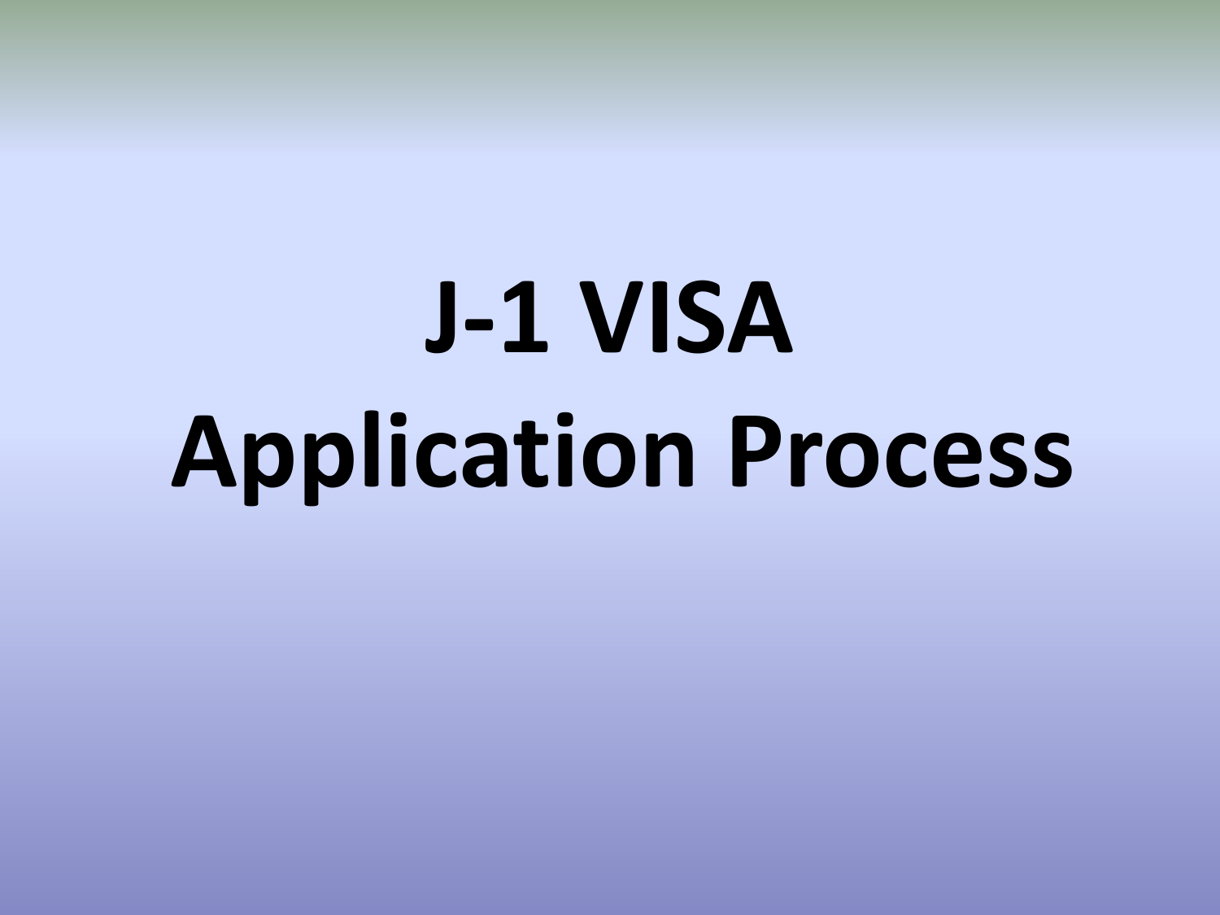# J-1 VISA Application Process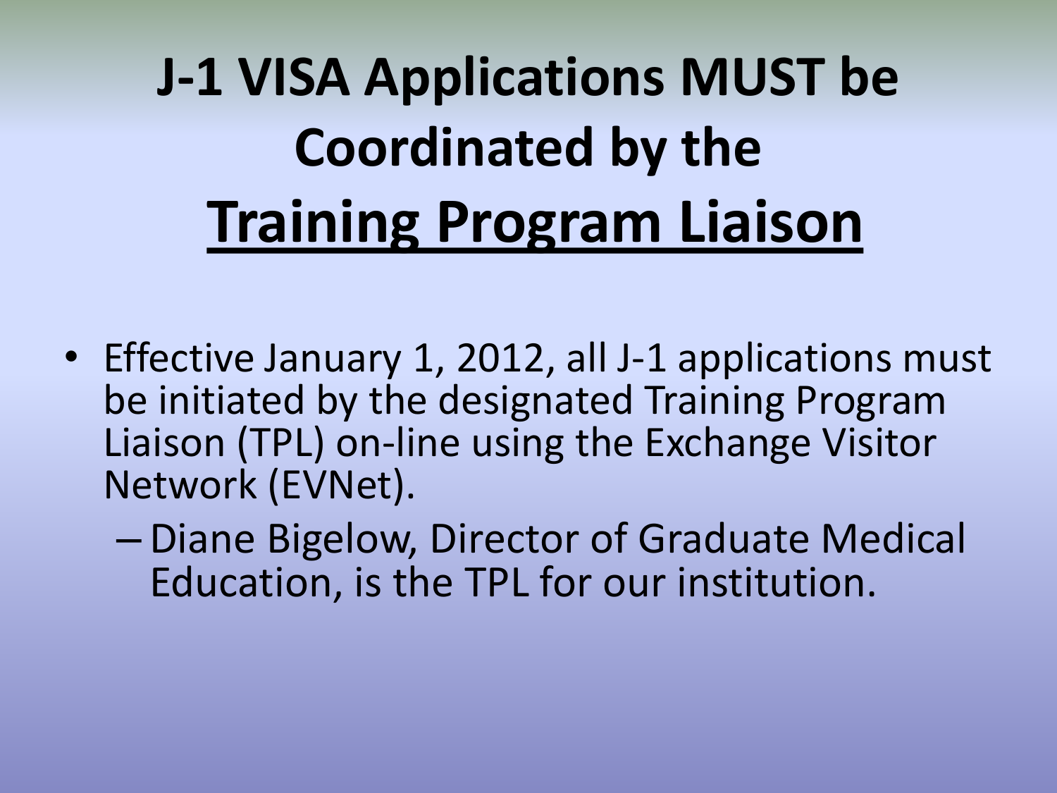# J-1 VISA Applications MUST be Coordinated by the <u>Training Program Liaison</u>

- Effective January 1, 2012, all J-1 applications must be initiated by the designated Training Program Liaison (TPL) on-line using the Exchange Visitor Network (EVNet).
  - Diane Bigelow, Director of Graduate Medical Education, is the TPL for our institution.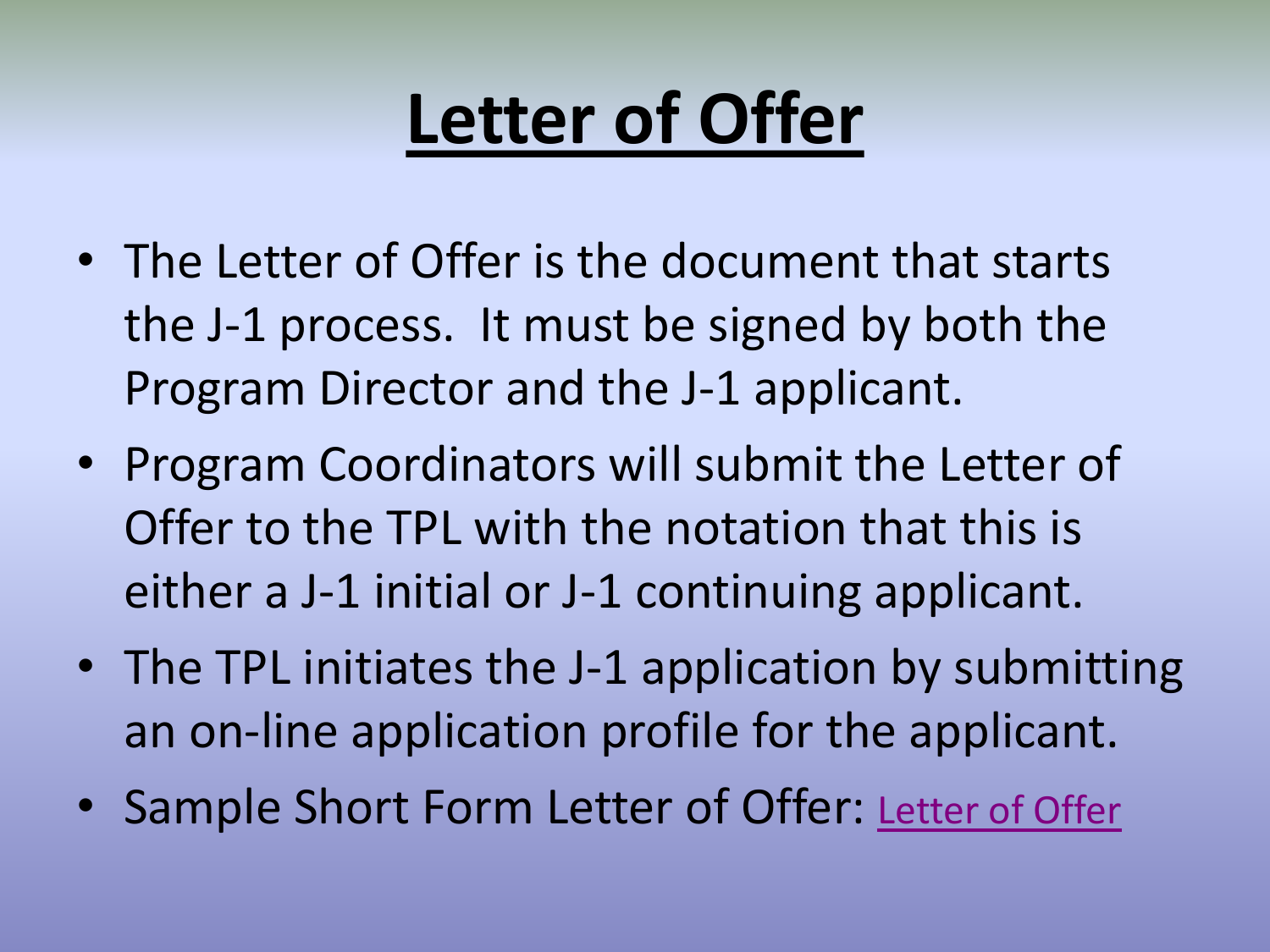# Letter of Offer

- The Letter of Offer is the document that starts the J-1 process. It must be signed by both the Program Director and the J-1 applicant.
- Program Coordinators will submit the Letter of Offer to the TPL with the notation that this is either a J-1 initial or J-1 continuing applicant.
- The TPL initiates the J-1 application by submitting an on-line application profile for the applicant.
- Sample Short Form Letter of Offer: Letter of Offer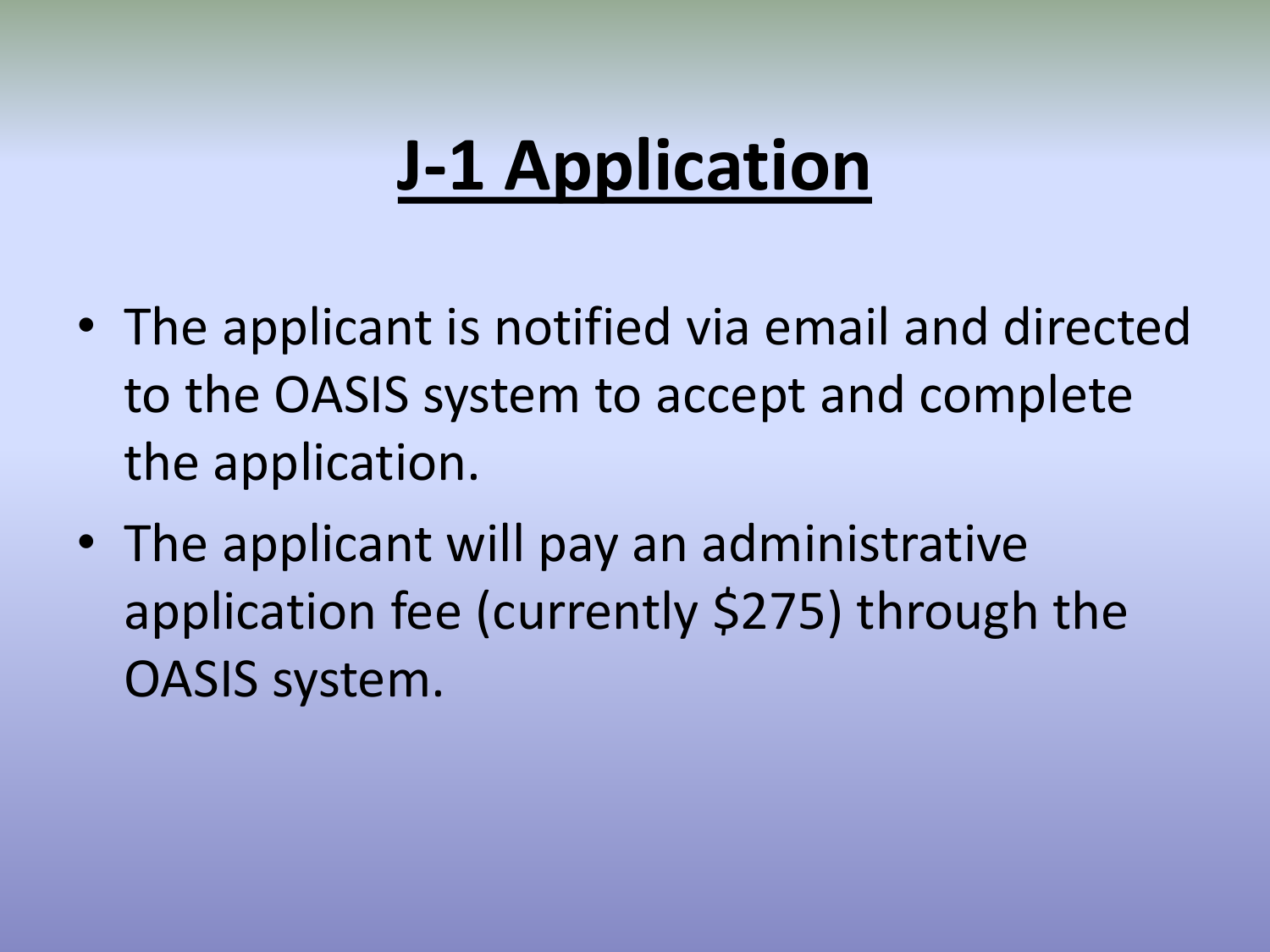# J-1 Application

- The applicant is notified via email and directed to the OASIS system to accept and complete the application.
- The applicant will pay an administrative application fee (currently $275) through the OASIS system.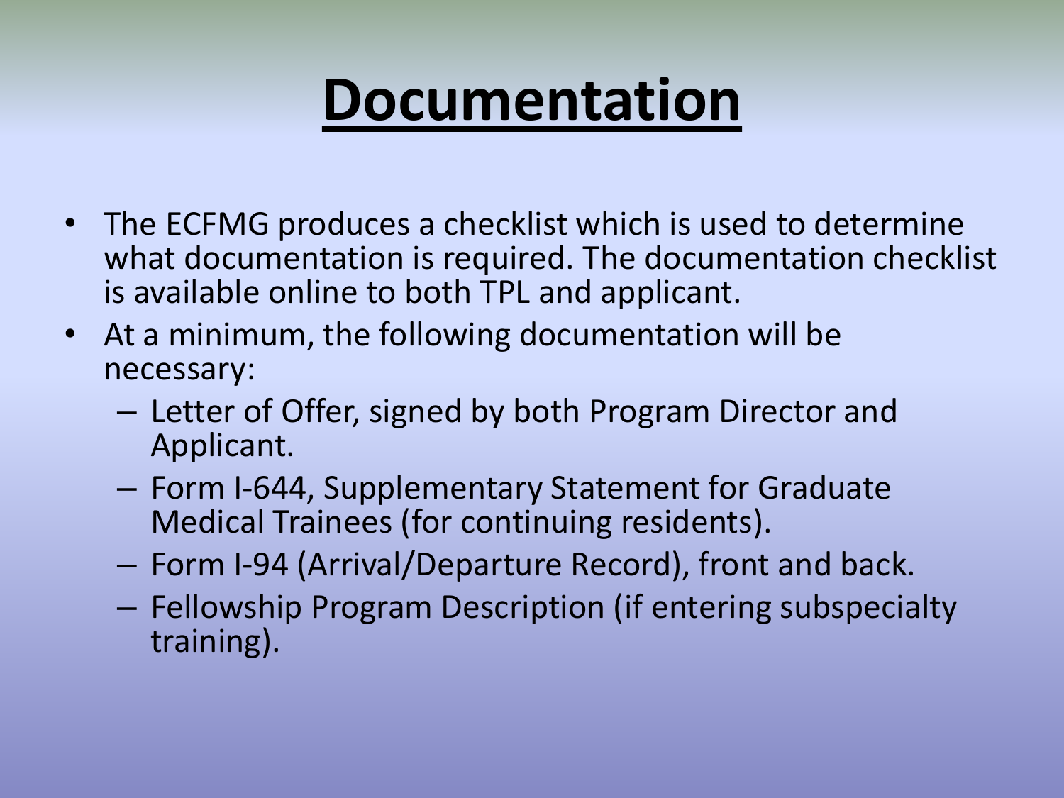# Documentation

- The ECFMG produces a checklist which is used to determine what documentation is required. The documentation checklist is available online to both TPL and applicant.
- At a minimum, the following documentation will be necessary:
  - Letter of Offer, signed by both Program Director and Applicant.
  - Form I-644, Supplementary Statement for Graduate Medical Trainees (for continuing residents).
  - Form I-94 (Arrival/Departure Record), front and back.
  - Fellowship Program Description (if entering subspecialty training).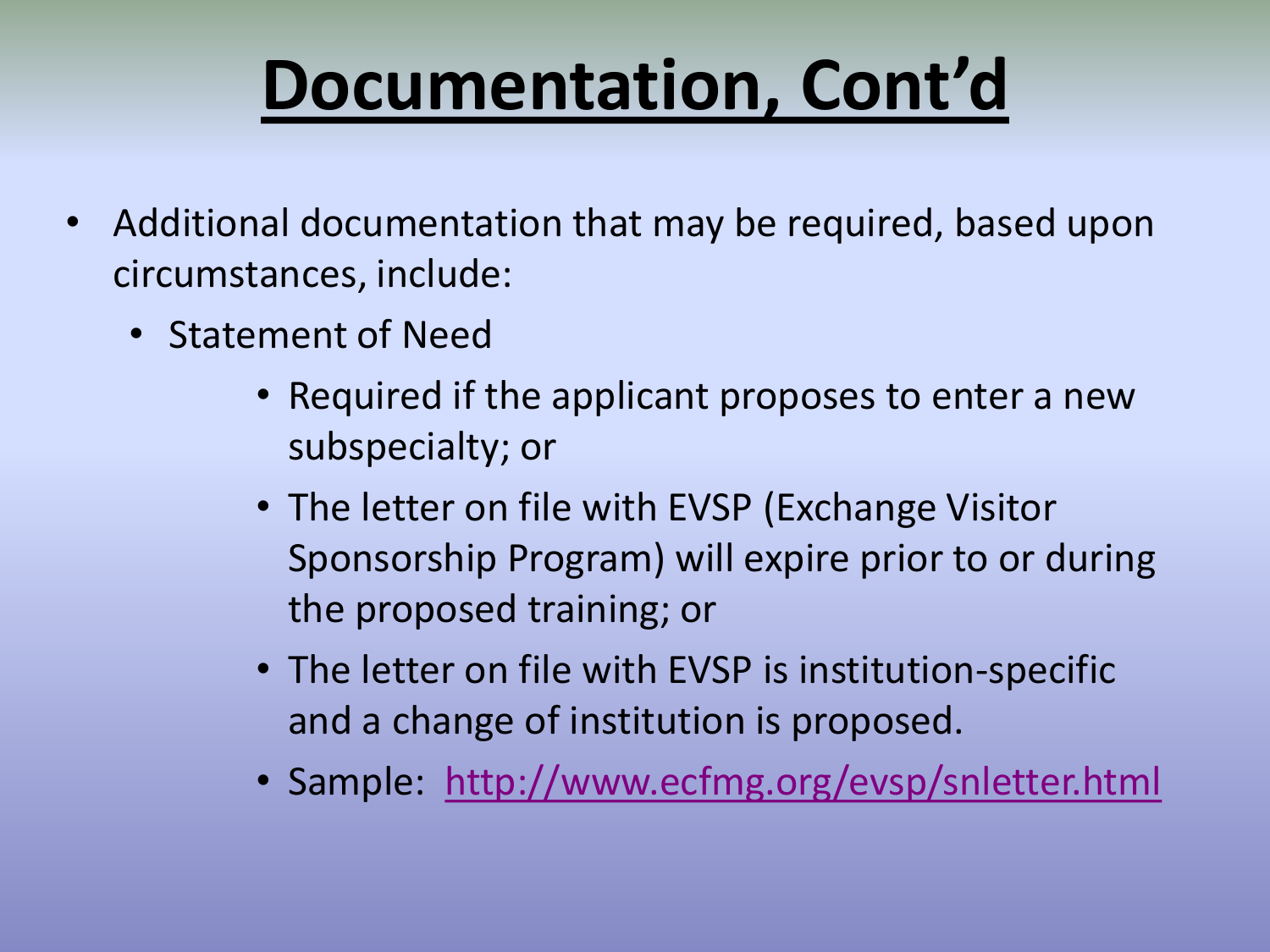# Documentation, Cont'd

- Additional documentation that may be required, based upon circumstances, include:
  - Statement of Need
    - Required if the applicant proposes to enter a new subspecialty; or
    - The letter on file with EVSP (Exchange Visitor Sponsorship Program) will expire prior to or during the proposed training; or
    - The letter on file with EVSP is institution-specific and a change of institution is proposed.
    - Sample: [http://www.ecfmg.org/evsp/snletter.html](http://www.ecfmg.org/evsp/snletter.html)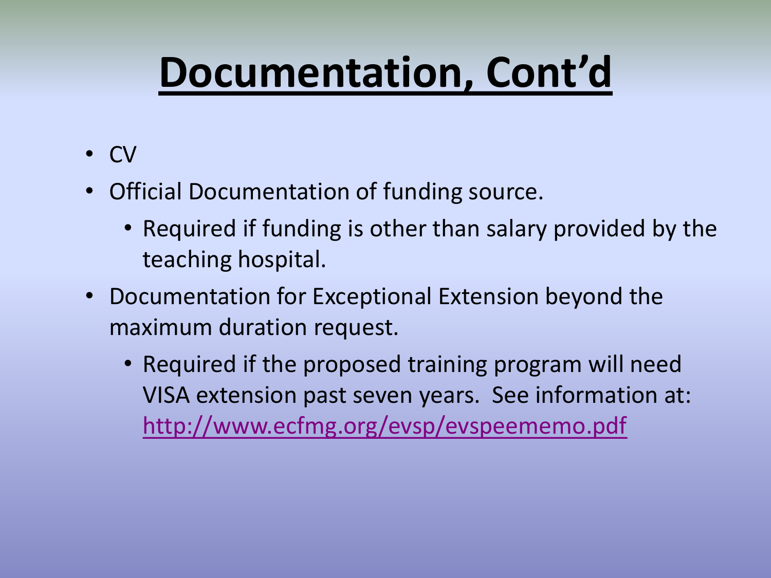# Documentation, Cont'd

- CV
- Official Documentation of funding source.
  - Required if funding is other than salary provided by the teaching hospital.
- Documentation for Exceptional Extension beyond the maximum duration request.
  - Required if the proposed training program will need VISA extension past seven years. See information at: [http://www.ecfmg.org/evsp/evspeememo.pdf](http://www.ecfmg.org/evsp/evspeememo.pdf)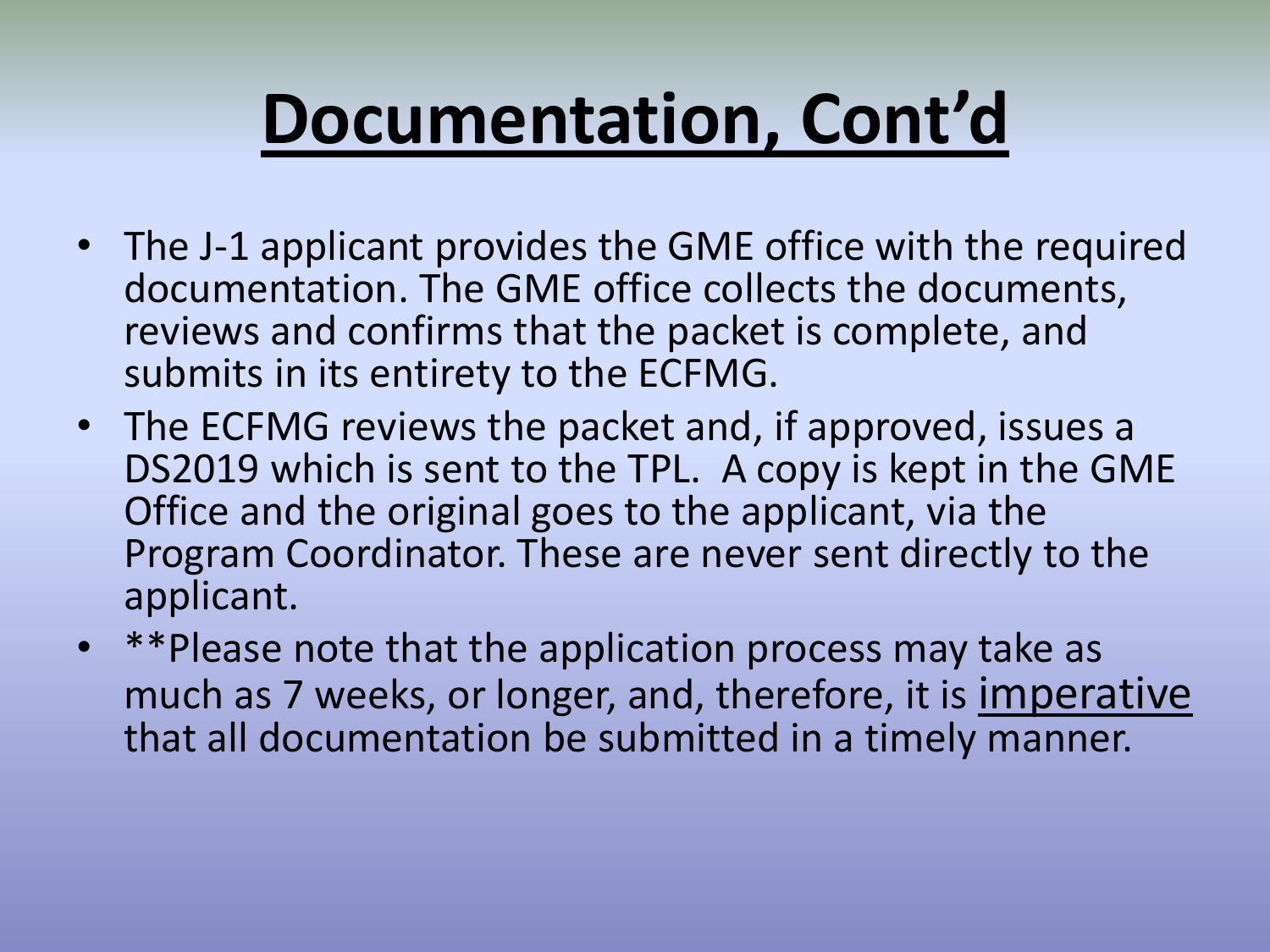# Documentation, Cont'd

- The J-1 applicant provides the GME office with the required documentation. The GME office collects the documents, reviews and confirms that the packet is complete, and submits in its entirety to the ECFMG.
- The ECFMG reviews the packet and, if approved, issues a DS2019 which is sent to the TPL. A copy is kept in the GME Office and the original goes to the applicant, via the Program Coordinator. These are never sent directly to the applicant.
- **Please note that the application process may take as much as 7 weeks, or longer, and, therefore, it is <u>imperative</u> that all documentation be submitted in a timely manner.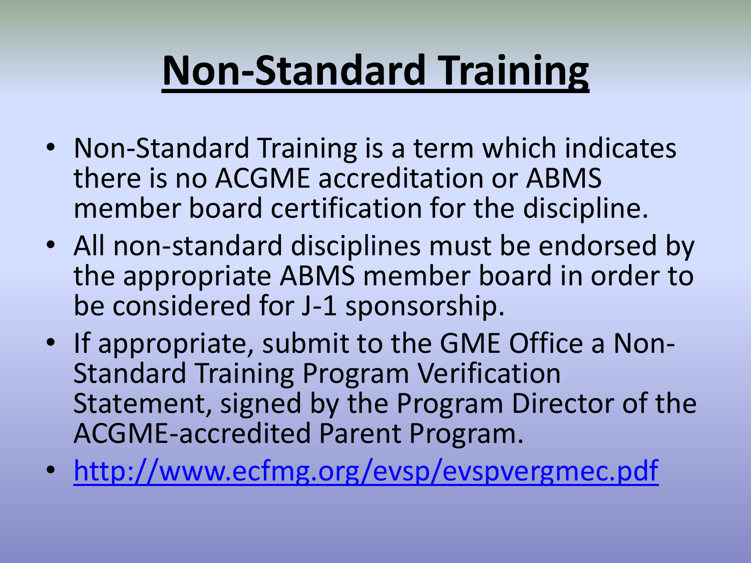# Non-Standard Training

- Non-Standard Training is a term which indicates there is no ACGME accreditation or ABMS member board certification for the discipline.
- All non-standard disciplines must be endorsed by the appropriate ABMS member board in order to be considered for J-1 sponsorship.
- If appropriate, submit to the GME Office a Non-Standard Training Program Verification Statement, signed by the Program Director of the ACGME-accredited Parent Program.
- http://www.ecfmg.org/evsp/evspvergmec.pdf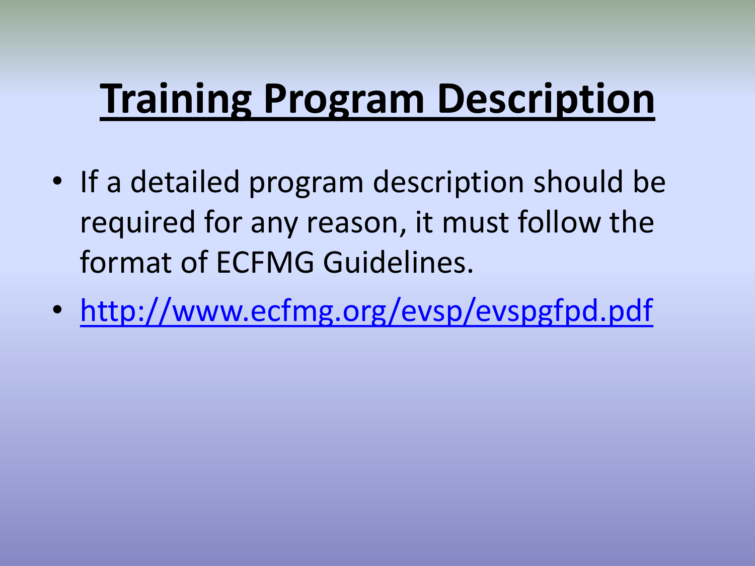# Training Program Description

- If a detailed program description should be required for any reason, it must follow the format of ECFMG Guidelines.
- http://www.ecfmg.org/evsp/evspgfpd.pdf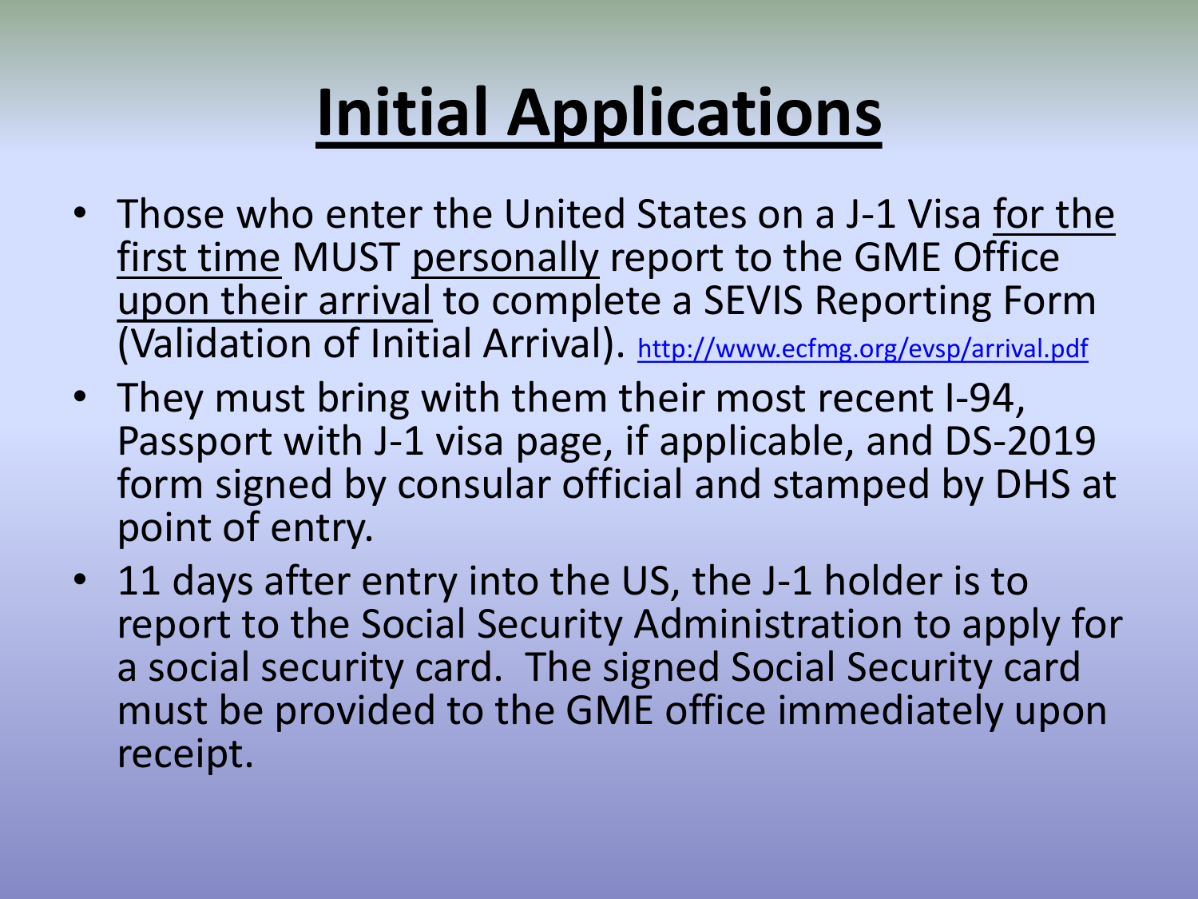# Initial Applications

- Those who enter the United States on a J-1 Visa for the first time MUST personally report to the GME Office upon their arrival to complete a SEVIS Reporting Form (Validation of Initial Arrival). http://www.ecfmg.org/evsp/arrival.pdf
- They must bring with them their most recent I-94, Passport with J-1 visa page, if applicable, and DS-2019 form signed by consular official and stamped by DHS at point of entry.
- 11 days after entry into the US, the J-1 holder is to report to the Social Security Administration to apply for a social security card. The signed Social Security card must be provided to the GME office immediately upon receipt.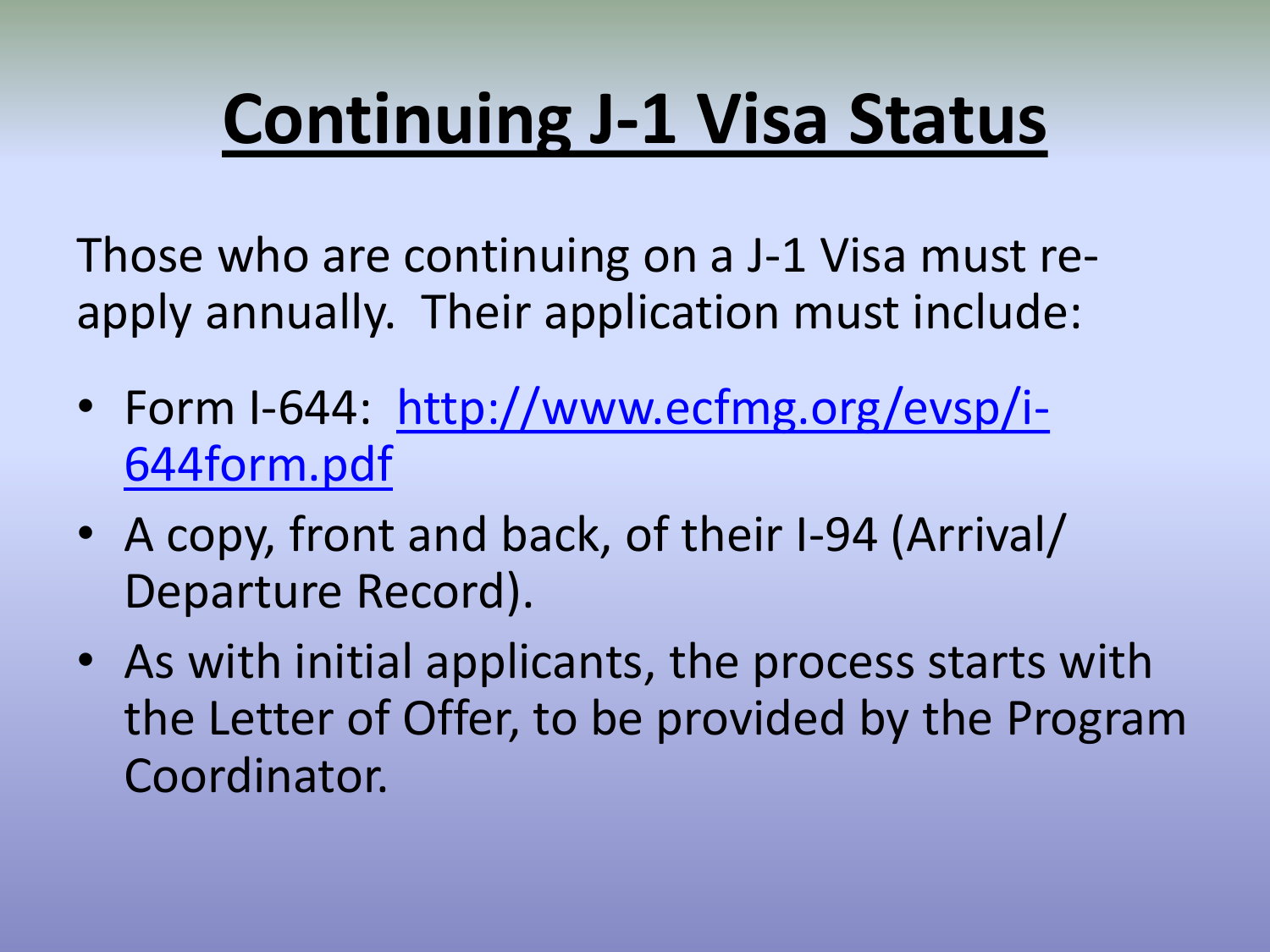# Continuing J-1 Visa Status

Those who are continuing on a J-1 Visa must re-apply annually. Their application must include:

- Form I-644: [http://www.ecfmg.org/evsp/i-644form.pdf](http://www.ecfmg.org/evsp/i-644form.pdf)
- A copy, front and back, of their I-94 (Arrival/ Departure Record).
- As with initial applicants, the process starts with the Letter of Offer, to be provided by the Program Coordinator.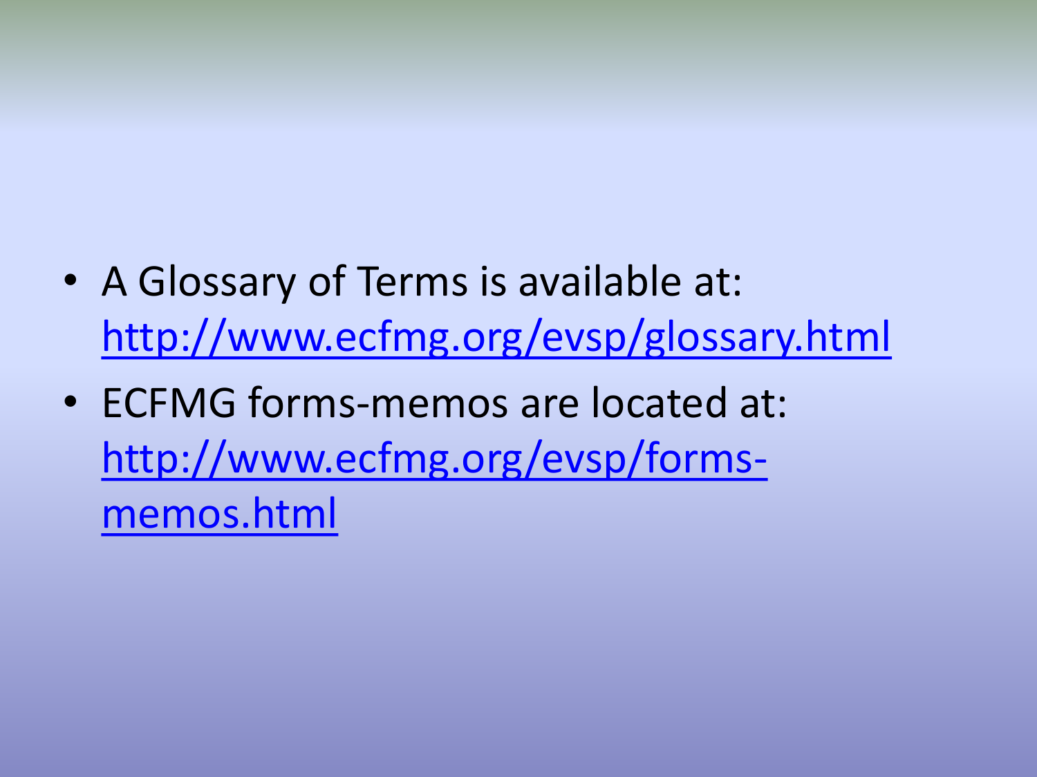- A Glossary of Terms is available at: http://www.ecfmg.org/evsp/glossary.html
- ECFMG forms-memos are located at: http://www.ecfmg.org/evsp/forms-memos.html